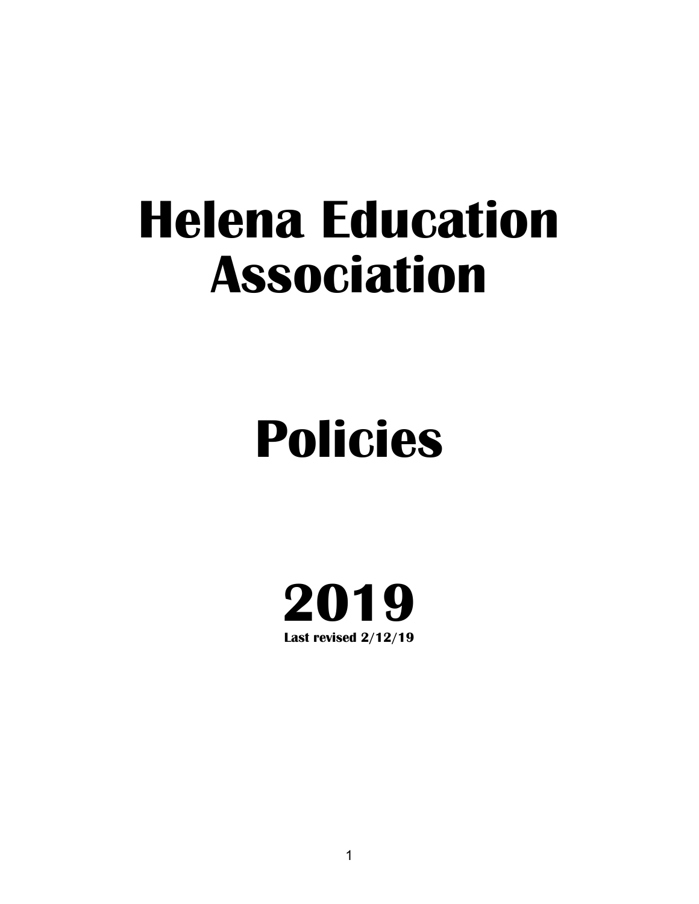# Helena Education Association

# Policies

# 2019

**Last revised 2/12/19**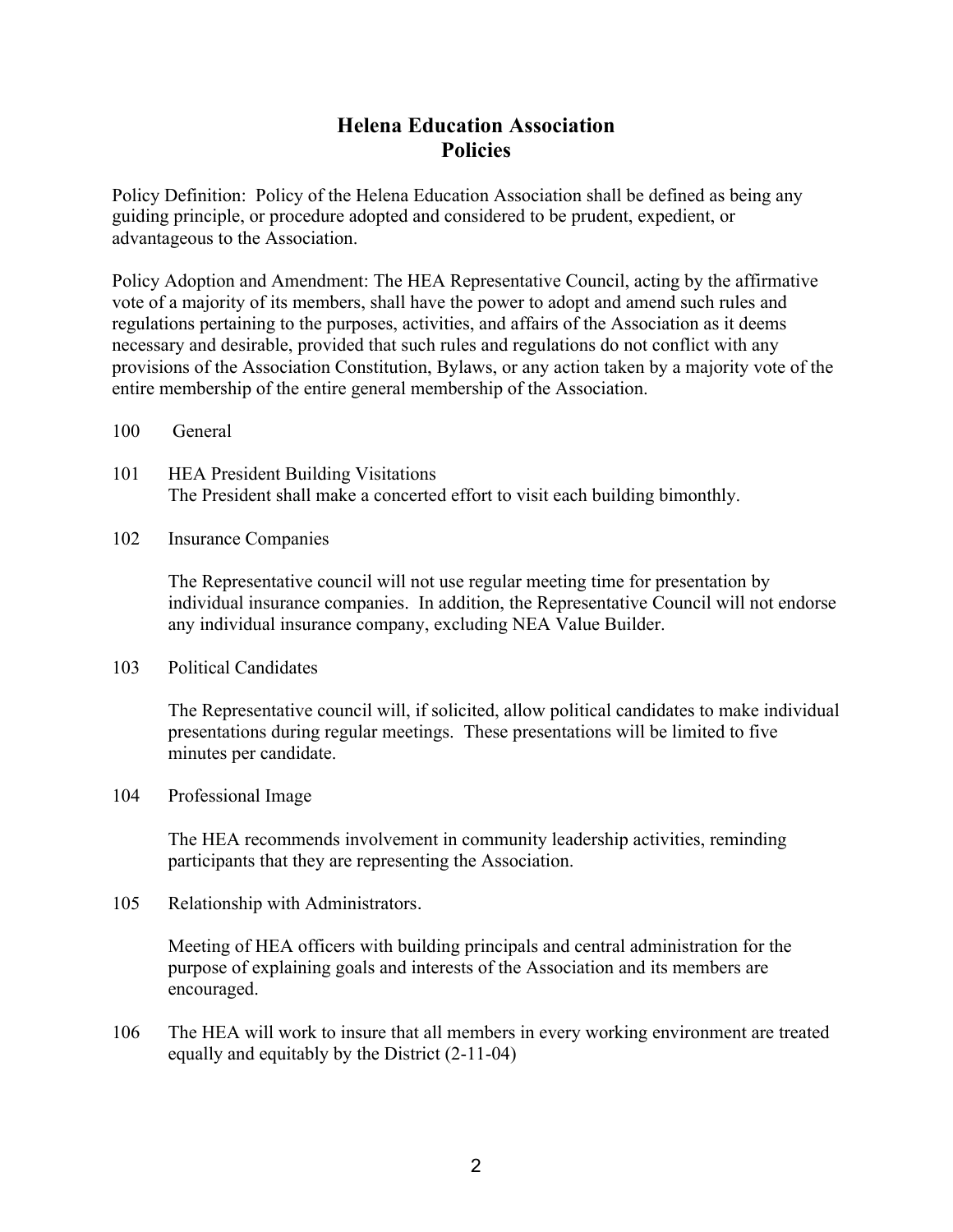# Helena Education Association
# Policies

Policy Definition: Policy of the Helena Education Association shall be defined as being any guiding principle, or procedure adopted and considered to be prudent, expedient, or advantageous to the Association.

Policy Adoption and Amendment: The HEA Representative Council, acting by the affirmative vote of a majority of its members, shall have the power to adopt and amend such rules and regulations pertaining to the purposes, activities, and affairs of the Association as it deems necessary and desirable, provided that such rules and regulations do not conflict with any provisions of the Association Constitution, Bylaws, or any action taken by a majority vote of the entire membership of the entire general membership of the Association.

100 General

101 HEA President Building Visitations
The President shall make a concerted effort to visit each building bimonthly.

102 Insurance Companies

The Representative council will not use regular meeting time for presentation by individual insurance companies. In addition, the Representative Council will not endorse any individual insurance company, excluding NEA Value Builder.

103 Political Candidates

The Representative council will, if solicited, allow political candidates to make individual presentations during regular meetings. These presentations will be limited to five minutes per candidate.

104 Professional Image

The HEA recommends involvement in community leadership activities, reminding participants that they are representing the Association.

105 Relationship with Administrators.

Meeting of HEA officers with building principals and central administration for the purpose of explaining goals and interests of the Association and its members are encouraged.

106 The HEA will work to insure that all members in every working environment are treated equally and equitably by the District (2-11-04)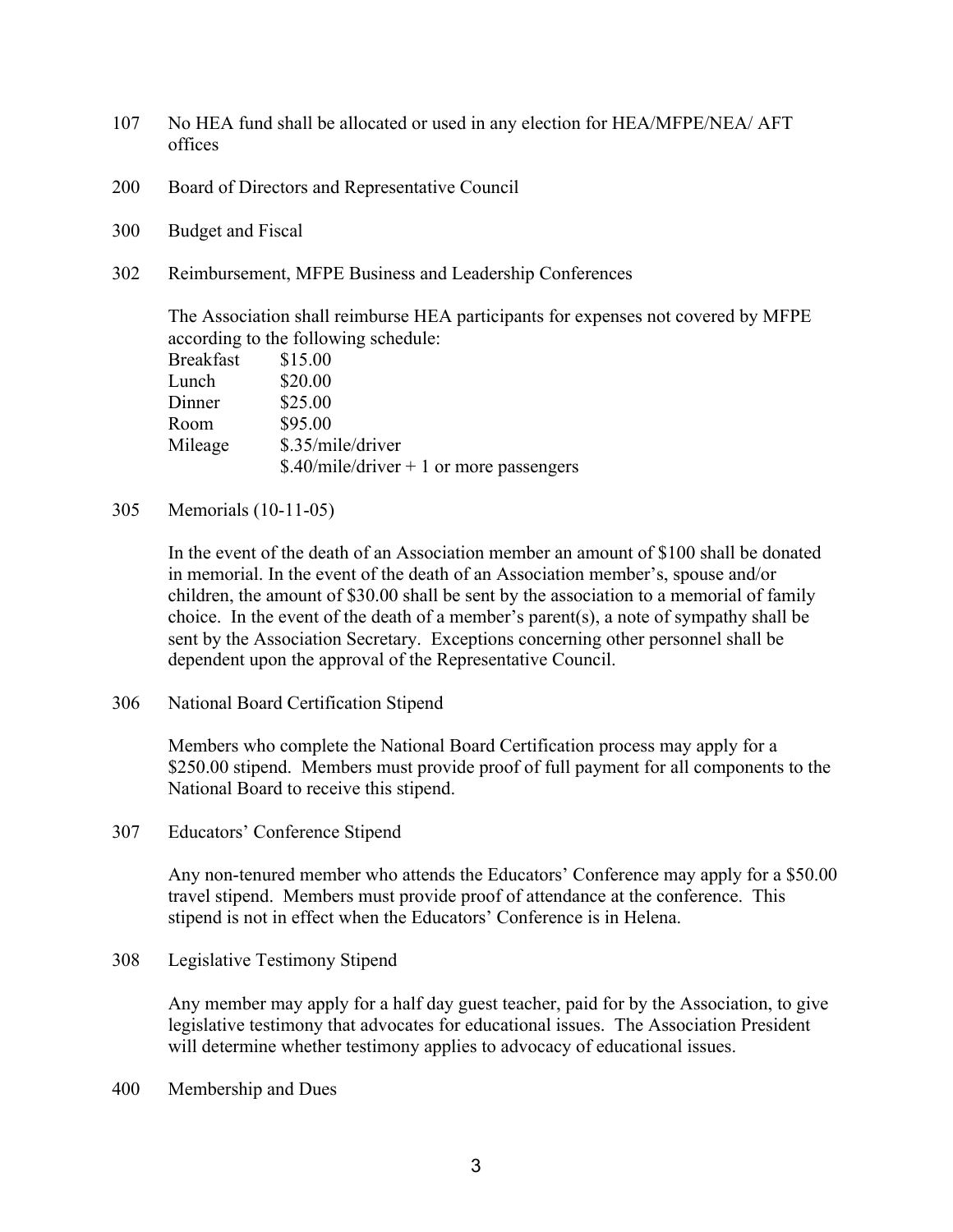107 No HEA fund shall be allocated or used in any election for HEA/MFPE/NEA/ AFT offices

200 Board of Directors and Representative Council

300 Budget and Fiscal

302 Reimbursement, MFPE Business and Leadership Conferences

The Association shall reimburse HEA participants for expenses not covered by MFPE according to the following schedule:

| | |
|---|---|
| Breakfast | $15.00 |
| Lunch | $20.00 |
| Dinner | $25.00 |
| Room | $95.00 |
| Mileage | $.35/mile/driver |
| | $.40/mile/driver + 1 or more passengers |

305 Memorials (10-11-05)

In the event of the death of an Association member an amount of $100 shall be donated in memorial. In the event of the death of an Association member's, spouse and/or children, the amount of $30.00 shall be sent by the association to a memorial of family choice. In the event of the death of a member's parent(s), a note of sympathy shall be sent by the Association Secretary. Exceptions concerning other personnel shall be dependent upon the approval of the Representative Council.

306 National Board Certification Stipend

Members who complete the National Board Certification process may apply for a $250.00 stipend. Members must provide proof of full payment for all components to the National Board to receive this stipend.

307 Educators' Conference Stipend

Any non-tenured member who attends the Educators' Conference may apply for a $50.00 travel stipend. Members must provide proof of attendance at the conference. This stipend is not in effect when the Educators' Conference is in Helena.

308 Legislative Testimony Stipend

Any member may apply for a half day guest teacher, paid for by the Association, to give legislative testimony that advocates for educational issues. The Association President will determine whether testimony applies to advocacy of educational issues.

400 Membership and Dues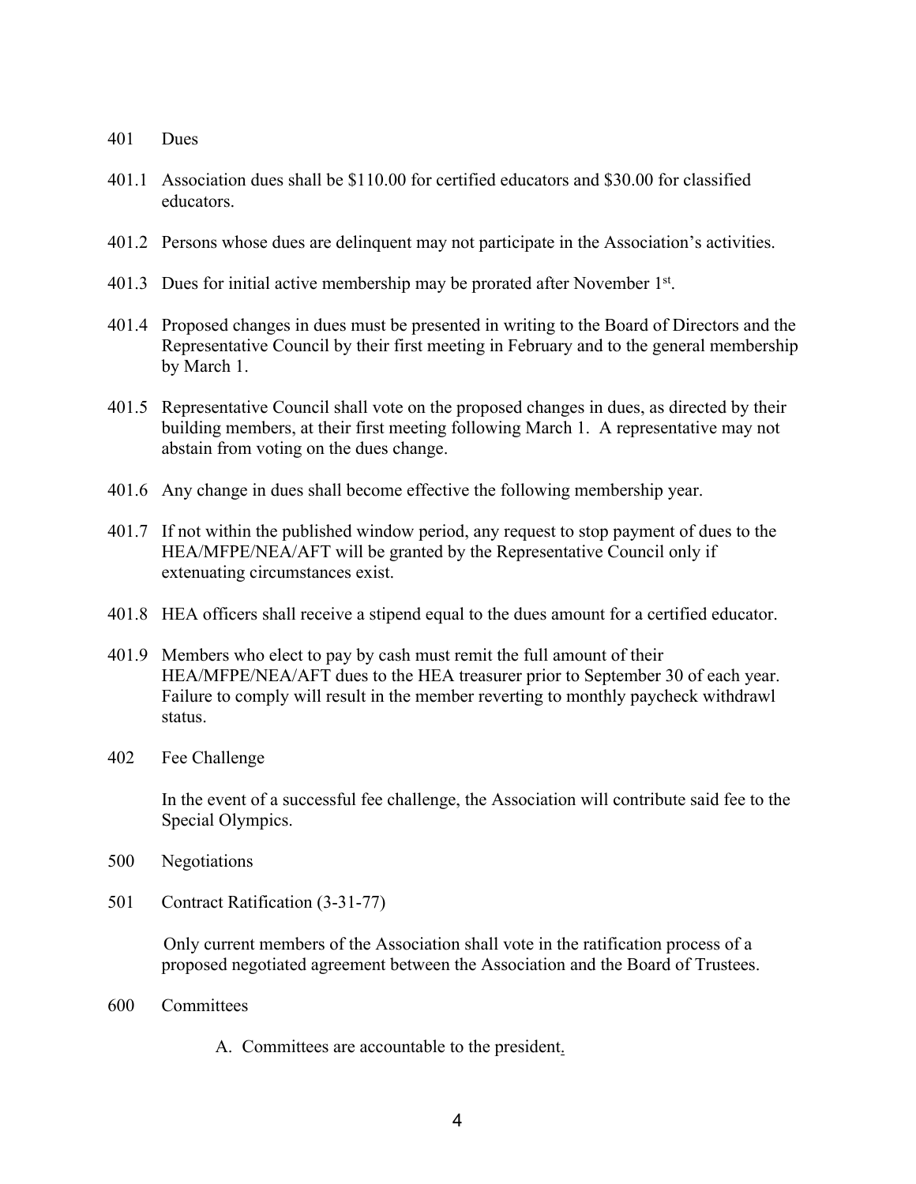401 Dues

401.1 Association dues shall be $110.00 for certified educators and $30.00 for classified educators.

401.2 Persons whose dues are delinquent may not participate in the Association's activities.

401.3 Dues for initial active membership may be prorated after November 1st.

401.4 Proposed changes in dues must be presented in writing to the Board of Directors and the Representative Council by their first meeting in February and to the general membership by March 1.

401.5 Representative Council shall vote on the proposed changes in dues, as directed by their building members, at their first meeting following March 1. A representative may not abstain from voting on the dues change.

401.6 Any change in dues shall become effective the following membership year.

401.7 If not within the published window period, any request to stop payment of dues to the HEA/MFPE/NEA/AFT will be granted by the Representative Council only if extenuating circumstances exist.

401.8 HEA officers shall receive a stipend equal to the dues amount for a certified educator.

401.9 Members who elect to pay by cash must remit the full amount of their HEA/MFPE/NEA/AFT dues to the HEA treasurer prior to September 30 of each year. Failure to comply will result in the member reverting to monthly paycheck withdrawl status.

402 Fee Challenge

In the event of a successful fee challenge, the Association will contribute said fee to the Special Olympics.

500 Negotiations

501 Contract Ratification (3-31-77)

Only current members of the Association shall vote in the ratification process of a proposed negotiated agreement between the Association and the Board of Trustees.

600 Committees

A. Committees are accountable to the president.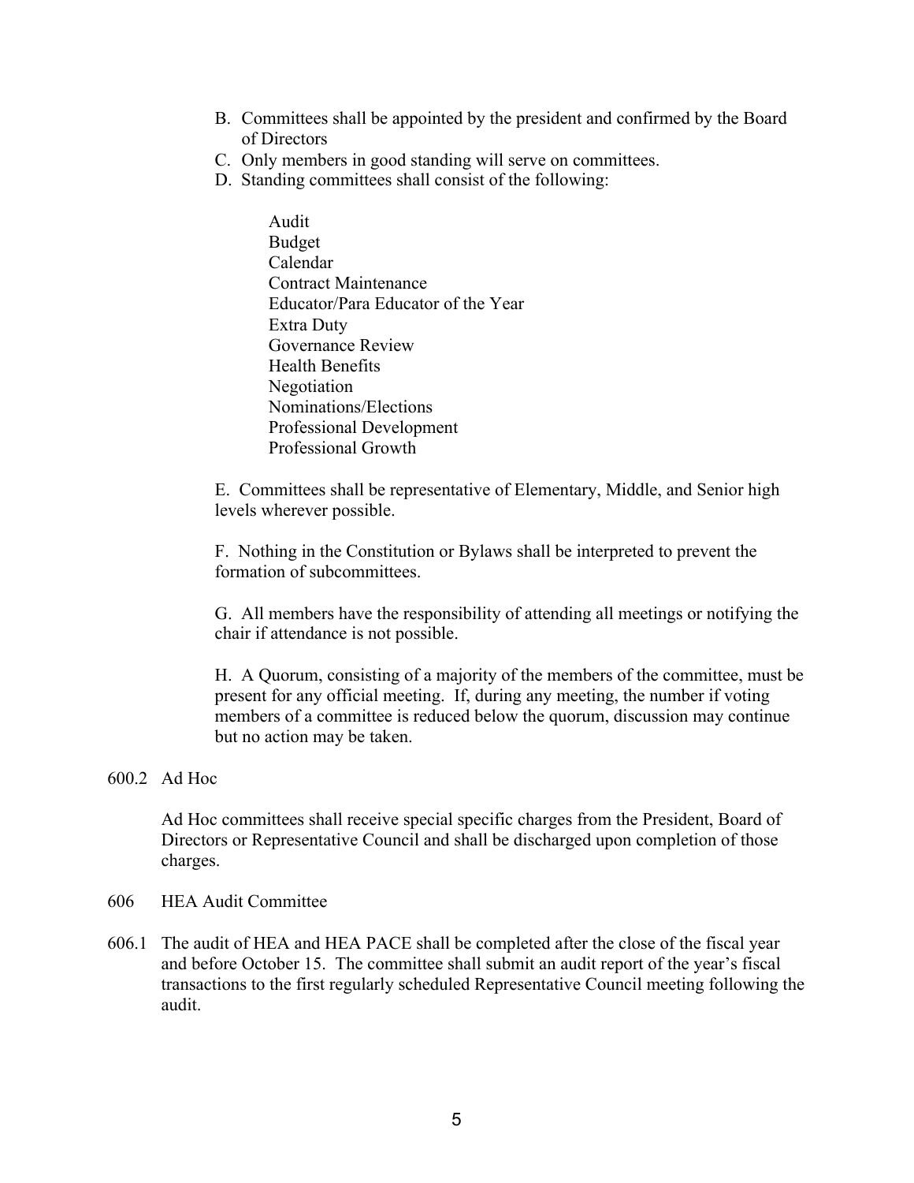B. Committees shall be appointed by the president and confirmed by the Board of Directors

C. Only members in good standing will serve on committees.

D. Standing committees shall consist of the following:

   Audit
   Budget
   Calendar
   Contract Maintenance
   Educator/Para Educator of the Year
   Extra Duty
   Governance Review
   Health Benefits
   Negotiation
   Nominations/Elections
   Professional Development
   Professional Growth

E. Committees shall be representative of Elementary, Middle, and Senior high levels wherever possible.

F. Nothing in the Constitution or Bylaws shall be interpreted to prevent the formation of subcommittees.

G. All members have the responsibility of attending all meetings or notifying the chair if attendance is not possible.

H. A Quorum, consisting of a majority of the members of the committee, must be present for any official meeting. If, during any meeting, the number if voting members of a committee is reduced below the quorum, discussion may continue but no action may be taken.

600.2 Ad Hoc

Ad Hoc committees shall receive special specific charges from the President, Board of Directors or Representative Council and shall be discharged upon completion of those charges.

606 HEA Audit Committee

606.1 The audit of HEA and HEA PACE shall be completed after the close of the fiscal year and before October 15. The committee shall submit an audit report of the year's fiscal transactions to the first regularly scheduled Representative Council meeting following the audit.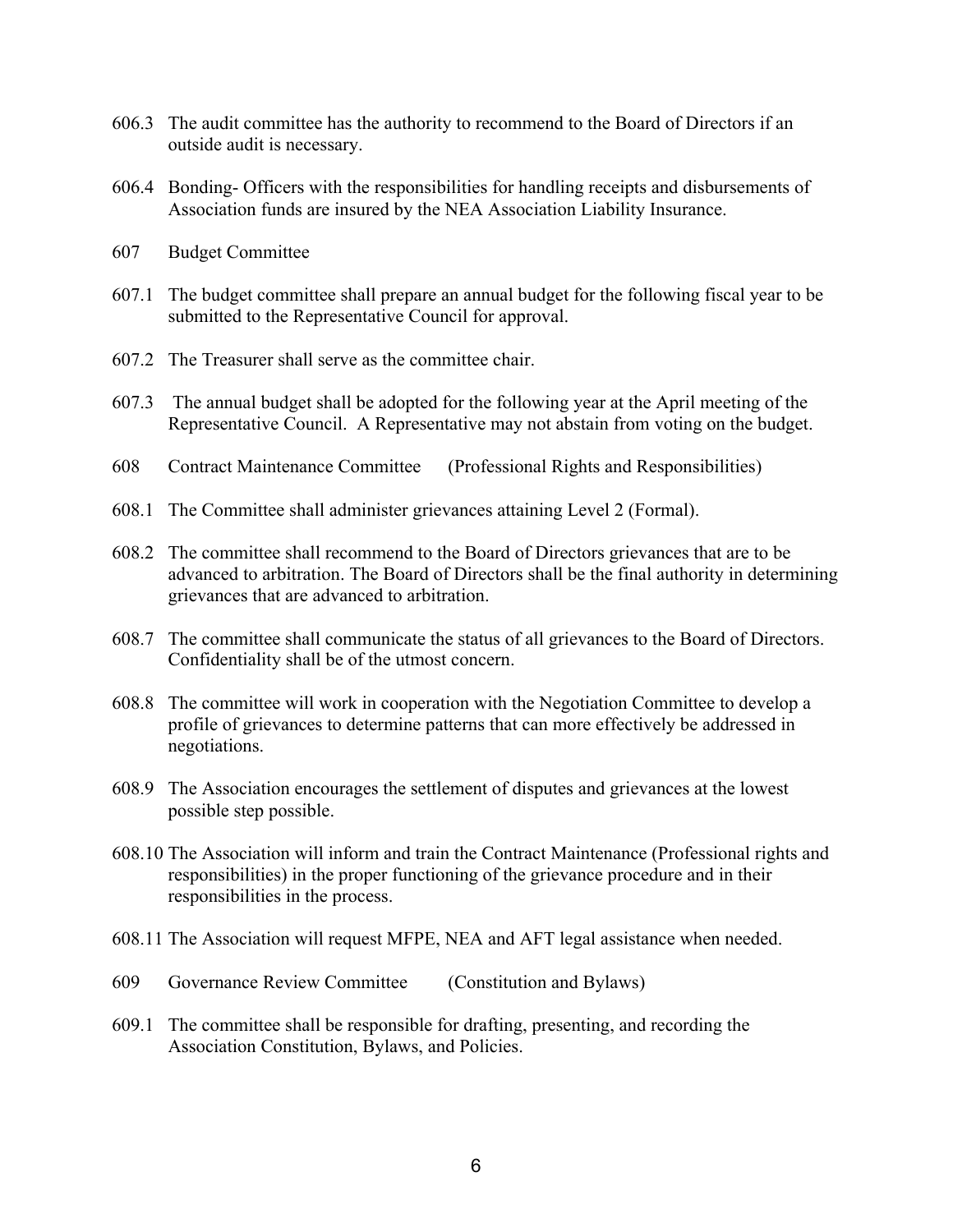606.3 The audit committee has the authority to recommend to the Board of Directors if an outside audit is necessary.

606.4 Bonding- Officers with the responsibilities for handling receipts and disbursements of Association funds are insured by the NEA Association Liability Insurance.

607 Budget Committee

607.1 The budget committee shall prepare an annual budget for the following fiscal year to be submitted to the Representative Council for approval.

607.2 The Treasurer shall serve as the committee chair.

607.3 The annual budget shall be adopted for the following year at the April meeting of the Representative Council. A Representative may not abstain from voting on the budget.

608 Contract Maintenance Committee (Professional Rights and Responsibilities)

608.1 The Committee shall administer grievances attaining Level 2 (Formal).

608.2 The committee shall recommend to the Board of Directors grievances that are to be advanced to arbitration. The Board of Directors shall be the final authority in determining grievances that are advanced to arbitration.

608.7 The committee shall communicate the status of all grievances to the Board of Directors. Confidentiality shall be of the utmost concern.

608.8 The committee will work in cooperation with the Negotiation Committee to develop a profile of grievances to determine patterns that can more effectively be addressed in negotiations.

608.9 The Association encourages the settlement of disputes and grievances at the lowest possible step possible.

608.10 The Association will inform and train the Contract Maintenance (Professional rights and responsibilities) in the proper functioning of the grievance procedure and in their responsibilities in the process.

608.11 The Association will request MFPE, NEA and AFT legal assistance when needed.

609 Governance Review Committee (Constitution and Bylaws)

609.1 The committee shall be responsible for drafting, presenting, and recording the Association Constitution, Bylaws, and Policies.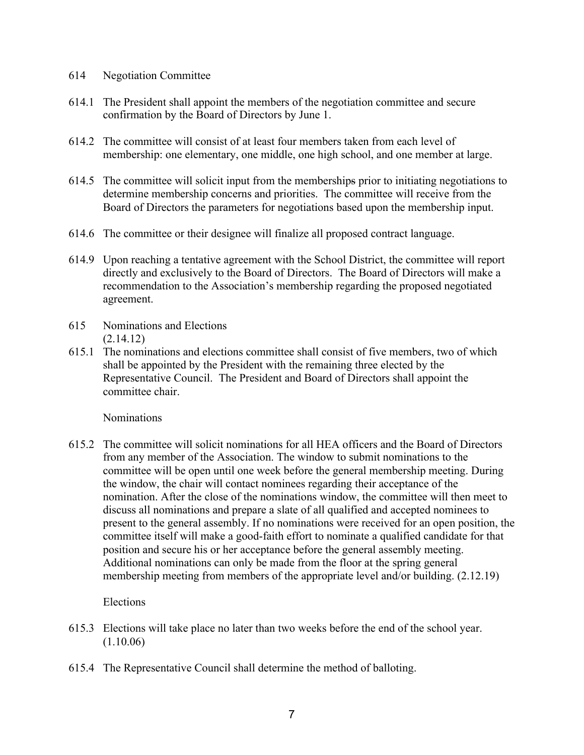614 Negotiation Committee

614.1 The President shall appoint the members of the negotiation committee and secure confirmation by the Board of Directors by June 1.

614.2 The committee will consist of at least four members taken from each level of membership: one elementary, one middle, one high school, and one member at large.

614.5 The committee will solicit input from the memberships prior to initiating negotiations to determine membership concerns and priorities. The committee will receive from the Board of Directors the parameters for negotiations based upon the membership input.

614.6 The committee or their designee will finalize all proposed contract language.

614.9 Upon reaching a tentative agreement with the School District, the committee will report directly and exclusively to the Board of Directors. The Board of Directors will make a recommendation to the Association's membership regarding the proposed negotiated agreement.

615 Nominations and Elections
(2.14.12)

615.1 The nominations and elections committee shall consist of five members, two of which shall be appointed by the President with the remaining three elected by the Representative Council. The President and Board of Directors shall appoint the committee chair.

Nominations

615.2 The committee will solicit nominations for all HEA officers and the Board of Directors from any member of the Association. The window to submit nominations to the committee will be open until one week before the general membership meeting. During the window, the chair will contact nominees regarding their acceptance of the nomination. After the close of the nominations window, the committee will then meet to discuss all nominations and prepare a slate of all qualified and accepted nominees to present to the general assembly. If no nominations were received for an open position, the committee itself will make a good-faith effort to nominate a qualified candidate for that position and secure his or her acceptance before the general assembly meeting. Additional nominations can only be made from the floor at the spring general membership meeting from members of the appropriate level and/or building. (2.12.19)

Elections

615.3 Elections will take place no later than two weeks before the end of the school year. (1.10.06)

615.4 The Representative Council shall determine the method of balloting.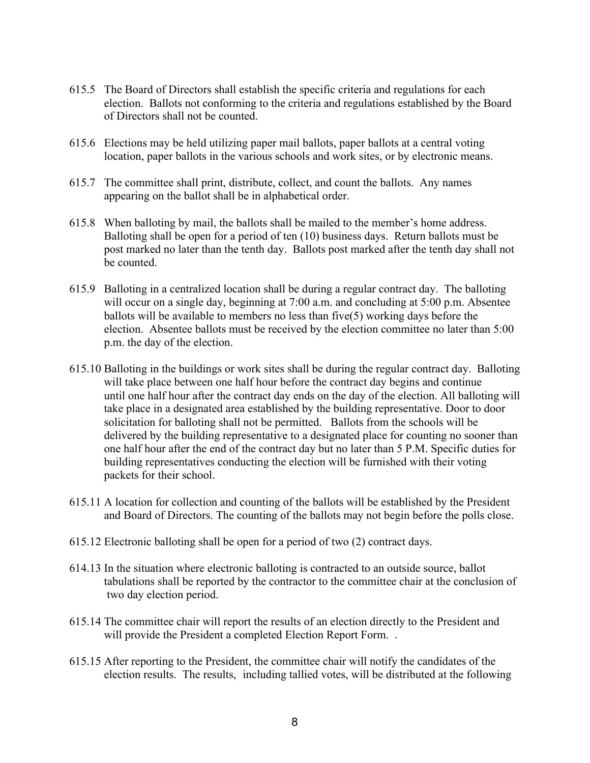615.5 The Board of Directors shall establish the specific criteria and regulations for each election. Ballots not conforming to the criteria and regulations established by the Board of Directors shall not be counted.

615.6 Elections may be held utilizing paper mail ballots, paper ballots at a central voting location, paper ballots in the various schools and work sites, or by electronic means.

615.7 The committee shall print, distribute, collect, and count the ballots. Any names appearing on the ballot shall be in alphabetical order.

615.8 When balloting by mail, the ballots shall be mailed to the member's home address. Balloting shall be open for a period of ten (10) business days. Return ballots must be post marked no later than the tenth day. Ballots post marked after the tenth day shall not be counted.

615.9 Balloting in a centralized location shall be during a regular contract day. The balloting will occur on a single day, beginning at 7:00 a.m. and concluding at 5:00 p.m. Absentee ballots will be available to members no less than five(5) working days before the election. Absentee ballots must be received by the election committee no later than 5:00 p.m. the day of the election.

615.10 Balloting in the buildings or work sites shall be during the regular contract day. Balloting will take place between one half hour before the contract day begins and continue until one half hour after the contract day ends on the day of the election. All balloting will take place in a designated area established by the building representative. Door to door solicitation for balloting shall not be permitted. Ballots from the schools will be delivered by the building representative to a designated place for counting no sooner than one half hour after the end of the contract day but no later than 5 P.M. Specific duties for building representatives conducting the election will be furnished with their voting packets for their school.

615.11 A location for collection and counting of the ballots will be established by the President and Board of Directors. The counting of the ballots may not begin before the polls close.

615.12 Electronic balloting shall be open for a period of two (2) contract days.

614.13 In the situation where electronic balloting is contracted to an outside source, ballot tabulations shall be reported by the contractor to the committee chair at the conclusion of two day election period.

615.14 The committee chair will report the results of an election directly to the President and will provide the President a completed Election Report Form. .

615.15 After reporting to the President, the committee chair will notify the candidates of the election results. The results, including tallied votes, will be distributed at the following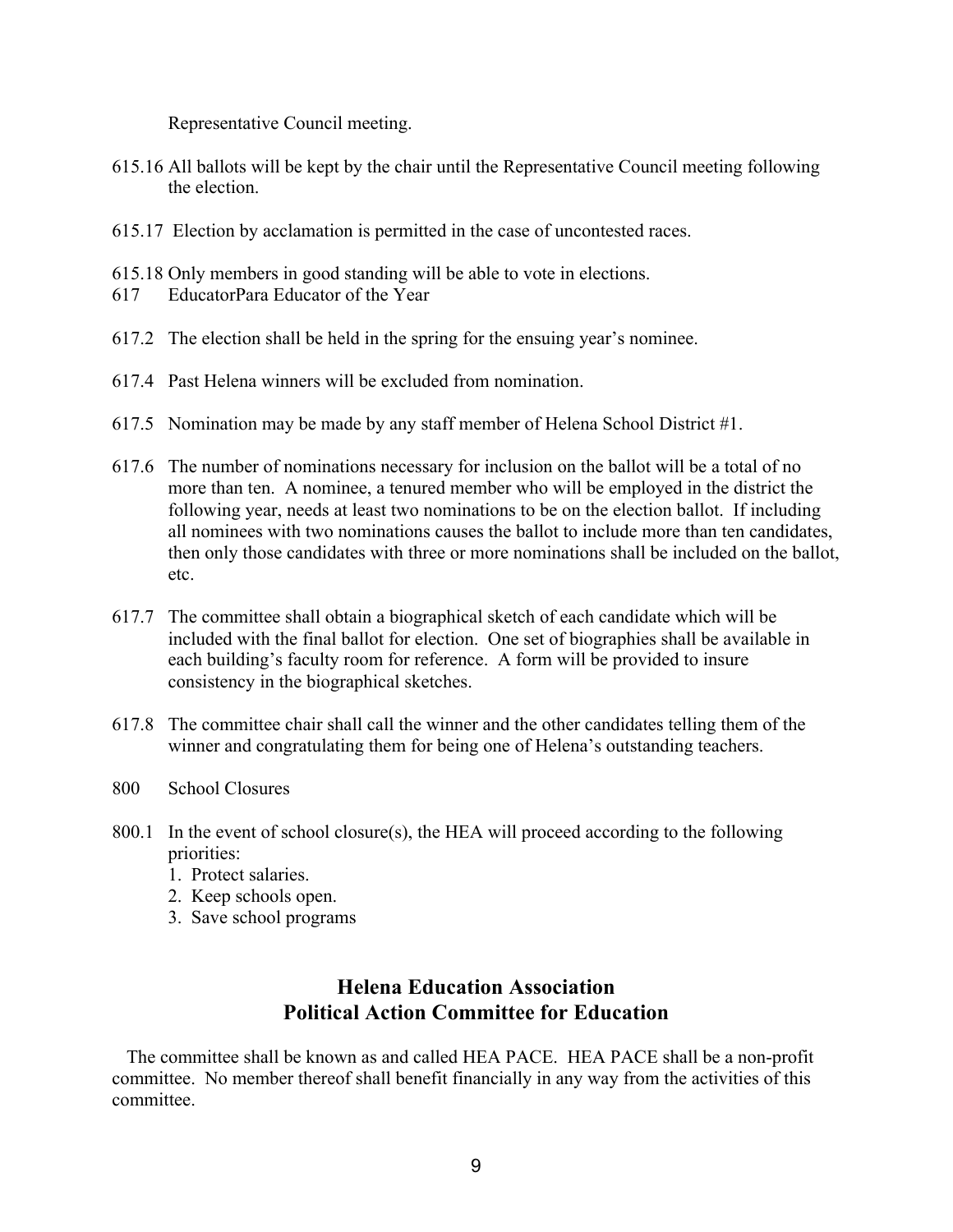Representative Council meeting.

615.16 All ballots will be kept by the chair until the Representative Council meeting following the election.

615.17 Election by acclamation is permitted in the case of uncontested races.

615.18 Only members in good standing will be able to vote in elections.

617 EducatorPara Educator of the Year

617.2 The election shall be held in the spring for the ensuing year's nominee.

617.4 Past Helena winners will be excluded from nomination.

617.5 Nomination may be made by any staff member of Helena School District #1.

617.6 The number of nominations necessary for inclusion on the ballot will be a total of no more than ten. A nominee, a tenured member who will be employed in the district the following year, needs at least two nominations to be on the election ballot. If including all nominees with two nominations causes the ballot to include more than ten candidates, then only those candidates with three or more nominations shall be included on the ballot, etc.

617.7 The committee shall obtain a biographical sketch of each candidate which will be included with the final ballot for election. One set of biographies shall be available in each building's faculty room for reference. A form will be provided to insure consistency in the biographical sketches.

617.8 The committee chair shall call the winner and the other candidates telling them of the winner and congratulating them for being one of Helena's outstanding teachers.

800 School Closures

800.1 In the event of school closure(s), the HEA will proceed according to the following priorities:
1. Protect salaries.
2. Keep schools open.
3. Save school programs

## Helena Education Association
## Political Action Committee for Education

The committee shall be known as and called HEA PACE. HEA PACE shall be a non-profit committee. No member thereof shall benefit financially in any way from the activities of this committee.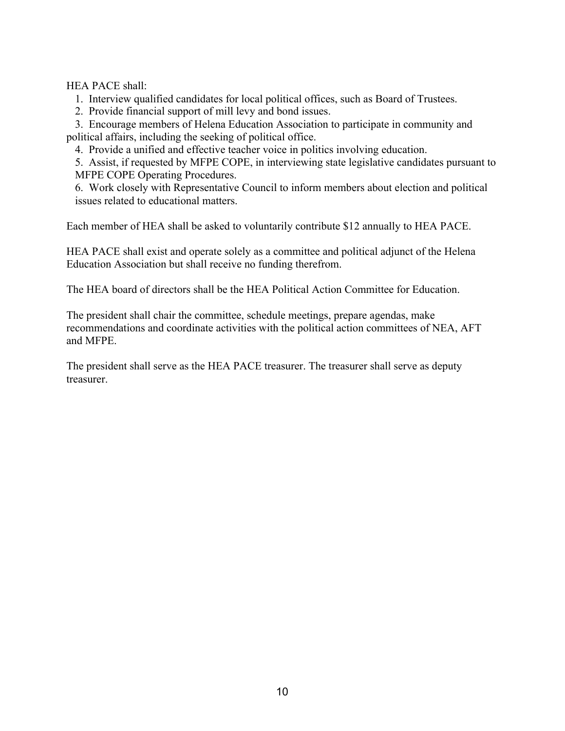HEA PACE shall:

1. Interview qualified candidates for local political offices, such as Board of Trustees.
2. Provide financial support of mill levy and bond issues.
3. Encourage members of Helena Education Association to participate in community and political affairs, including the seeking of political office.
4. Provide a unified and effective teacher voice in politics involving education.
5. Assist, if requested by MFPE COPE, in interviewing state legislative candidates pursuant to MFPE COPE Operating Procedures.
6. Work closely with Representative Council to inform members about election and political issues related to educational matters.

Each member of HEA shall be asked to voluntarily contribute $12 annually to HEA PACE.

HEA PACE shall exist and operate solely as a committee and political adjunct of the Helena Education Association but shall receive no funding therefrom.

The HEA board of directors shall be the HEA Political Action Committee for Education.

The president shall chair the committee, schedule meetings, prepare agendas, make recommendations and coordinate activities with the political action committees of NEA, AFT and MFPE.

The president shall serve as the HEA PACE treasurer. The treasurer shall serve as deputy treasurer.